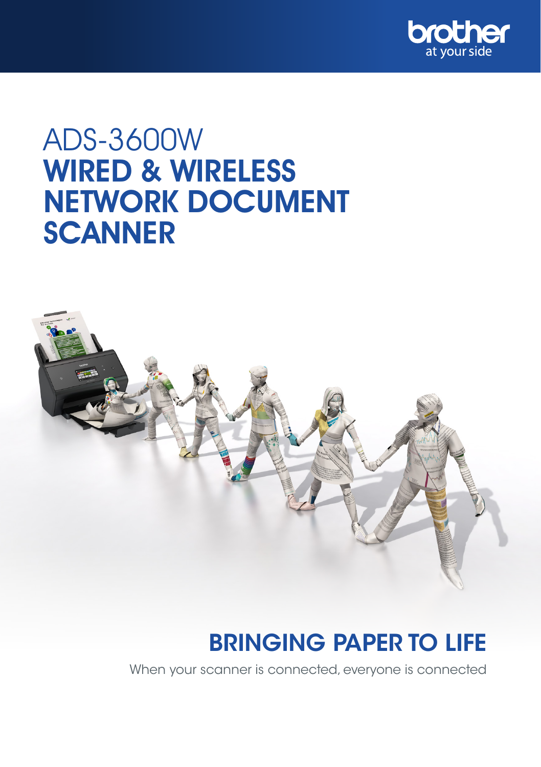# ADS-3600W
# WIRED & WIRELESS NETWORK DOCUMENT SCANNER

## BRINGING PAPER TO LIFE

When your scanner is connected, everyone is connected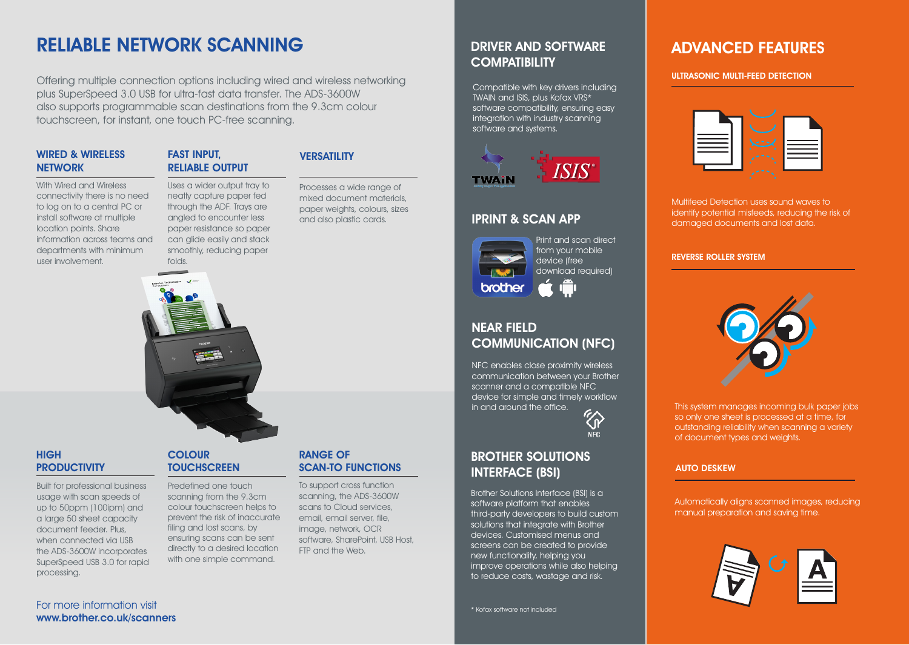# RELIABLE NETWORK SCANNING

Offering multiple connection options including wired and wireless networking plus SuperSpeed 3.0 USB for ultra-fast data transfer. The ADS-3600W also supports programmable scan destinations from the 9.3cm colour touchscreen, for instant, one touch PC-free scanning.

### WIRED & WIRELESS NETWORK

With Wired and Wireless connectivity there is no need to log on to a central PC or install software at multiple location points. Share information across teams and departments with minimum user involvement.

### FAST INPUT, RELIABLE OUTPUT

Uses a wider output tray to neatly capture paper fed through the ADF. Trays are angled to encounter less paper resistance so paper can glide easily and stack smoothly, reducing paper folds.

### VERSATILITY

Processes a wide range of mixed document materials, paper weights, colours, sizes and also plastic cards.

### HIGH PRODUCTIVITY

Built for professional business usage with scan speeds of up to 50ppm (100ipm) and a large 50 sheet capacity document feeder. Plus, when connected via USB the ADS-3600W incorporates SuperSpeed USB 3.0 for rapid processing.

### COLOUR TOUCHSCREEN

Predefined one touch scanning from the 9.3cm colour touchscreen helps to prevent the risk of inaccurate filing and lost scans, by ensuring scans can be sent directly to a desired location with one simple command.

### RANGE OF SCAN-TO FUNCTIONS

To support cross function scanning, the ADS-3600W scans to Cloud services, email, email server, file, image, network, OCR software, SharePoint, USB Host, FTP and the Web.

For more information visit
**www.brother.co.uk/scanners**

## DRIVER AND SOFTWARE COMPATIBILITY

Compatible with key drivers including TWAIN and ISIS, plus Kofax VRS* software compatibility, ensuring easy integration with industry scanning software and systems.

## IPRINT & SCAN APP

Print and scan direct from your mobile device (free download required)

## NEAR FIELD COMMUNICATION (NFC)

NFC enables close proximity wireless communication between your Brother scanner and a compatible NFC device for simple and timely workflow in and around the office.

## BROTHER SOLUTIONS INTERFACE (BSI)

Brother Solutions Interface (BSI) is a software platform that enables third-party developers to build custom solutions that integrate with Brother devices. Customised menus and screens can be created to provide new functionality, helping you improve operations while also helping to reduce costs, wastage and risk.

\* Kofax software not included

## ADVANCED FEATURES

### ULTRASONIC MULTI-FEED DETECTION

Multifeed Detection uses sound waves to identify potential misfeeds, reducing the risk of damaged documents and lost data.

### REVERSE ROLLER SYSTEM

This system manages incoming bulk paper jobs so only one sheet is processed at a time, for outstanding reliability when scanning a variety of document types and weights.

### AUTO DESKEW

Automatically aligns scanned images, reducing manual preparation and saving time.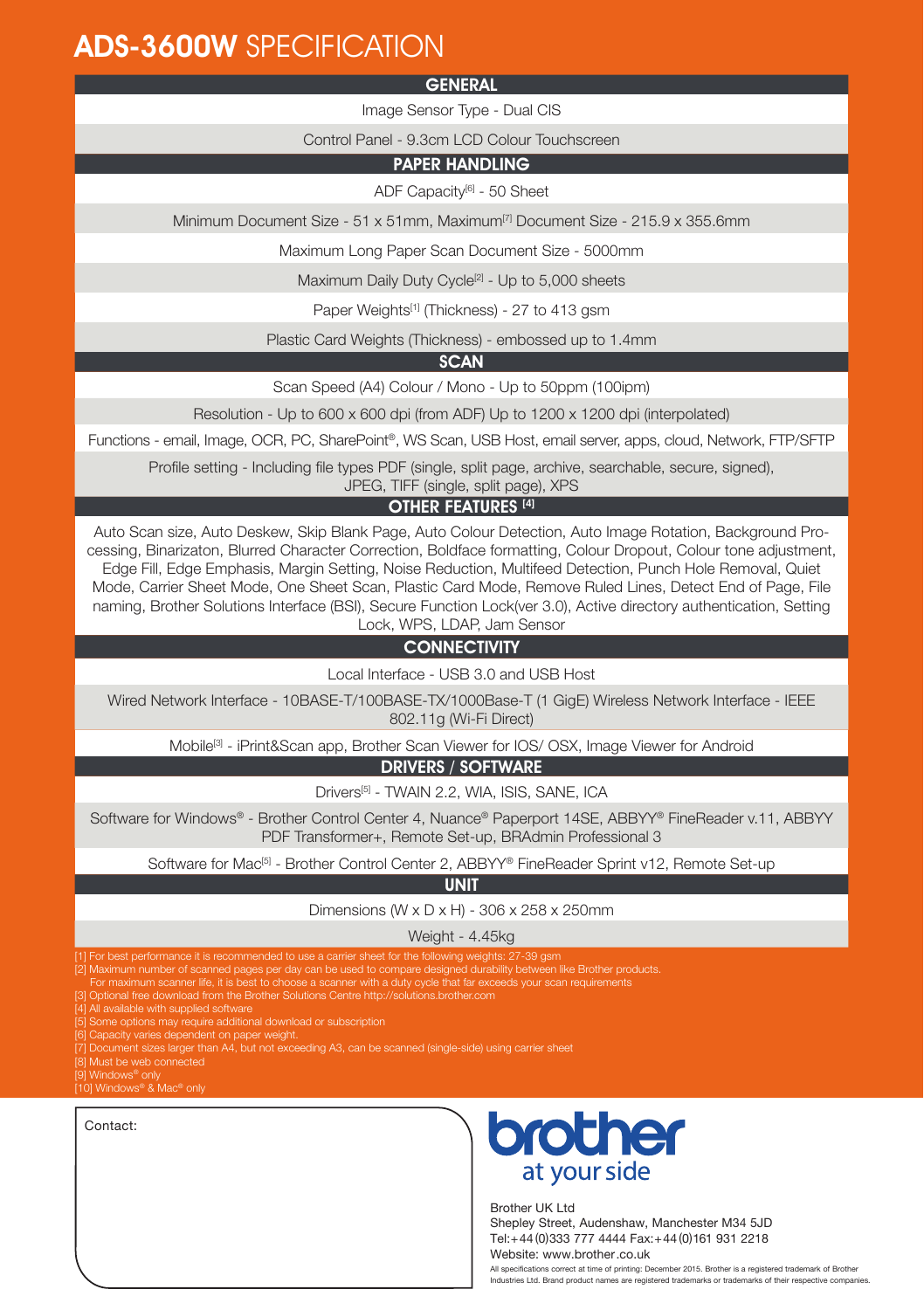# ADS-3600W SPECIFICATION

## GENERAL

Image Sensor Type - Dual CIS

Control Panel - 9.3cm LCD Colour Touchscreen

## PAPER HANDLING

ADF Capacity[6] - 50 Sheet

Minimum Document Size - 51 x 51mm, Maximum[7] Document Size - 215.9 x 355.6mm

Maximum Long Paper Scan Document Size - 5000mm

Maximum Daily Duty Cycle[2] - Up to 5,000 sheets

Paper Weights[1] (Thickness) - 27 to 413 gsm

Plastic Card Weights (Thickness) - embossed up to 1.4mm

## SCAN

Scan Speed (A4) Colour / Mono - Up to 50ppm (100ipm)

Resolution - Up to 600 x 600 dpi (from ADF) Up to 1200 x 1200 dpi (interpolated)

Functions - email, Image, OCR, PC, SharePoint®, WS Scan, USB Host, email server, apps, cloud, Network, FTP/SFTP

Profile setting - Including file types PDF (single, split page, archive, searchable, secure, signed), JPEG, TIFF (single, split page), XPS

## OTHER FEATURES [4]

Auto Scan size, Auto Deskew, Skip Blank Page, Auto Colour Detection, Auto Image Rotation, Background Processing, Binarizaton, Blurred Character Correction, Boldface formatting, Colour Dropout, Colour tone adjustment, Edge Fill, Edge Emphasis, Margin Setting, Noise Reduction, Multifeed Detection, Punch Hole Removal, Quiet Mode, Carrier Sheet Mode, One Sheet Scan, Plastic Card Mode, Remove Ruled Lines, Detect End of Page, File naming, Brother Solutions Interface (BSI), Secure Function Lock(ver 3.0), Active directory authentication, Setting Lock, WPS, LDAP, Jam Sensor

## CONNECTIVITY

Local Interface - USB 3.0 and USB Host

Wired Network Interface - 10BASE-T/100BASE-TX/1000Base-T (1 GigE) Wireless Network Interface - IEEE 802.11g (Wi-Fi Direct)

Mobile[3] - iPrint&Scan app, Brother Scan Viewer for IOS/ OSX, Image Viewer for Android

## DRIVERS / SOFTWARE

Drivers[5] - TWAIN 2.2, WIA, ISIS, SANE, ICA

Software for Windows® - Brother Control Center 4, Nuance® Paperport 14SE, ABBYY® FineReader v.11, ABBYY PDF Transformer+, Remote Set-up, BRAdmin Professional 3

Software for Mac[5] - Brother Control Center 2, ABBYY® FineReader Sprint v12, Remote Set-up

## UNIT

Dimensions (W x D x H) - 306 x 258 x 250mm

Weight - 4.45kg

[1] For best performance it is recommended to use a carrier sheet for the following weights: 27-39 gsm
[2] Maximum number of scanned pages per day can be used to compare designed durability between like Brother products. For maximum scanner life, it is best to choose a scanner with a duty cycle that far exceeds your scan requirements
[3] Optional free download from the Brother Solutions Centre http://solutions.brother.com
[4] All available with supplied software
[5] Some options may require additional download or subscription
[6] Capacity varies dependent on paper weight.
[7] Document sizes larger than A4, but not exceeding A3, can be scanned (single-side) using carrier sheet
[8] Must be web connected
[9] Windows® only
[10] Windows® & Mac® only

Contact:

brother
at your side

Brother UK Ltd
Shepley Street, Audenshaw, Manchester M34 5JD
Tel:+44 (0)333 777 4444 Fax:+44 (0)161 931 2218
Website: www.brother.co.uk

All specifications correct at time of printing: December 2015. Brother is a registered trademark of Brother Industries Ltd. Brand product names are registered trademarks or trademarks of their respective companies.